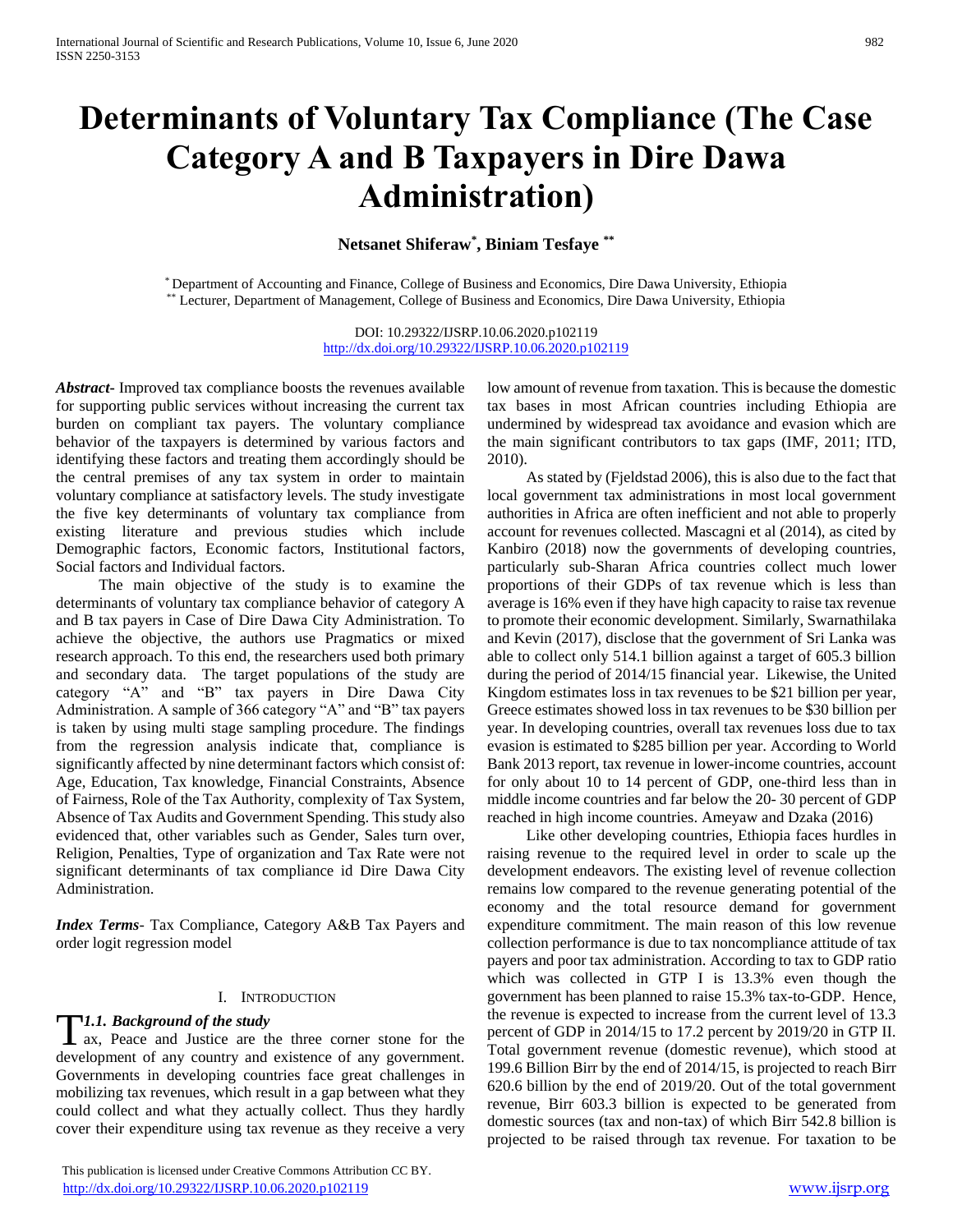# Determinants of Voluntary Tax Compliance (The Case Category A and B Taxpayers in Dire Dawa Administration)

**Netsanet Shiferaw[*], Biniam Tesfaye [**]**

[*] Department of Accounting and Finance, College of Business and Economics, Dire Dawa University, Ethiopia
[**] Lecturer, Department of Management, College of Business and Economics, Dire Dawa University, Ethiopia

DOI: 10.29322/IJSRP.10.06.2020.p102119
http://dx.doi.org/10.29322/IJSRP.10.06.2020.p102119

***Abstract***- Improved tax compliance boosts the revenues available for supporting public services without increasing the current tax burden on compliant tax payers. The voluntary compliance behavior of the taxpayers is determined by various factors and identifying these factors and treating them accordingly should be the central premises of any tax system in order to maintain voluntary compliance at satisfactory levels. The study investigate the five key determinants of voluntary tax compliance from existing literature and previous studies which include Demographic factors, Economic factors, Institutional factors, Social factors and Individual factors.

The main objective of the study is to examine the determinants of voluntary tax compliance behavior of category A and B tax payers in Case of Dire Dawa City Administration. To achieve the objective, the authors use Pragmatics or mixed research approach. To this end, the researchers used both primary and secondary data. The target populations of the study are category "A" and "B" tax payers in Dire Dawa City Administration. A sample of 366 category "A" and "B" tax payers is taken by using multi stage sampling procedure. The findings from the regression analysis indicate that, compliance is significantly affected by nine determinant factors which consist of: Age, Education, Tax knowledge, Financial Constraints, Absence of Fairness, Role of the Tax Authority, complexity of Tax System, Absence of Tax Audits and Government Spending. This study also evidenced that, other variables such as Gender, Sales turn over, Religion, Penalties, Type of organization and Tax Rate were not significant determinants of tax compliance id Dire Dawa City Administration.

***Index Terms***- Tax Compliance, Category A&B Tax Payers and order logit regression model

## I. Introduction

### *1.1. Background of the study*

Tax, Peace and Justice are the three corner stone for the development of any country and existence of any government. Governments in developing countries face great challenges in mobilizing tax revenues, which result in a gap between what they could collect and what they actually collect. Thus they hardly cover their expenditure using tax revenue as they receive a very low amount of revenue from taxation. This is because the domestic tax bases in most African countries including Ethiopia are undermined by widespread tax avoidance and evasion which are the main significant contributors to tax gaps (IMF, 2011; ITD, 2010).

As stated by (Fjeldstad 2006), this is also due to the fact that local government tax administrations in most local government authorities in Africa are often inefficient and not able to properly account for revenues collected. Mascagni et al (2014), as cited by Kanbiro (2018) now the governments of developing countries, particularly sub-Sharan Africa countries collect much lower proportions of their GDPs of tax revenue which is less than average is 16% even if they have high capacity to raise tax revenue to promote their economic development. Similarly, Swarnathilaka and Kevin (2017), disclose that the government of Sri Lanka was able to collect only 514.1 billion against a target of 605.3 billion during the period of 2014/15 financial year. Likewise, the United Kingdom estimates loss in tax revenues to be $21 billion per year, Greece estimates showed loss in tax revenues to be $30 billion per year. In developing countries, overall tax revenues loss due to tax evasion is estimated to $285 billion per year. According to World Bank 2013 report, tax revenue in lower-income countries, account for only about 10 to 14 percent of GDP, one-third less than in middle income countries and far below the 20- 30 percent of GDP reached in high income countries. Ameyaw and Dzaka (2016)

Like other developing countries, Ethiopia faces hurdles in raising revenue to the required level in order to scale up the development endeavors. The existing level of revenue collection remains low compared to the revenue generating potential of the economy and the total resource demand for government expenditure commitment. The main reason of this low revenue collection performance is due to tax noncompliance attitude of tax payers and poor tax administration. According to tax to GDP ratio which was collected in GTP I is 13.3% even though the government has been planned to raise 15.3% tax-to-GDP. Hence, the revenue is expected to increase from the current level of 13.3 percent of GDP in 2014/15 to 17.2 percent by 2019/20 in GTP II. Total government revenue (domestic revenue), which stood at 199.6 Billion Birr by the end of 2014/15, is projected to reach Birr 620.6 billion by the end of 2019/20. Out of the total government revenue, Birr 603.3 billion is expected to be generated from domestic sources (tax and non-tax) of which Birr 542.8 billion is projected to be raised through tax revenue. For taxation to be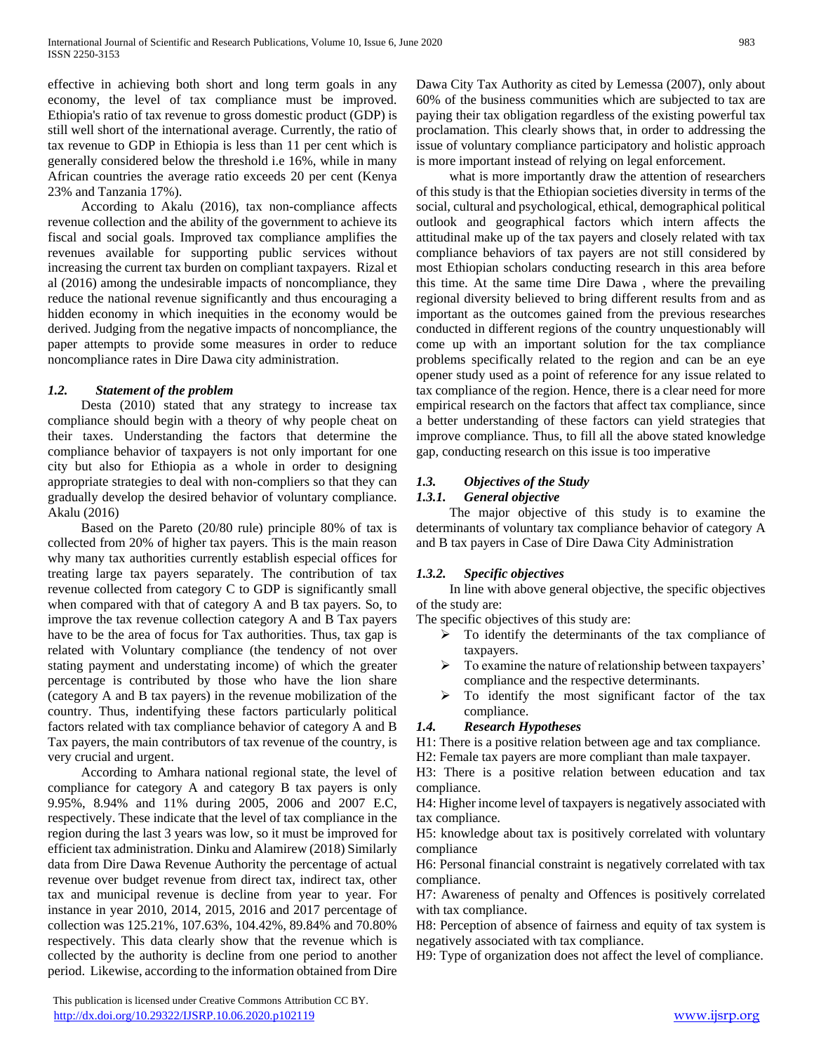effective in achieving both short and long term goals in any economy, the level of tax compliance must be improved. Ethiopia's ratio of tax revenue to gross domestic product (GDP) is still well short of the international average. Currently, the ratio of tax revenue to GDP in Ethiopia is less than 11 per cent which is generally considered below the threshold i.e 16%, while in many African countries the average ratio exceeds 20 per cent (Kenya 23% and Tanzania 17%).

According to Akalu (2016), tax non-compliance affects revenue collection and the ability of the government to achieve its fiscal and social goals. Improved tax compliance amplifies the revenues available for supporting public services without increasing the current tax burden on compliant taxpayers. Rizal et al (2016) among the undesirable impacts of noncompliance, they reduce the national revenue significantly and thus encouraging a hidden economy in which inequities in the economy would be derived. Judging from the negative impacts of noncompliance, the paper attempts to provide some measures in order to reduce noncompliance rates in Dire Dawa city administration.

### *1.2. Statement of the problem*

Desta (2010) stated that any strategy to increase tax compliance should begin with a theory of why people cheat on their taxes. Understanding the factors that determine the compliance behavior of taxpayers is not only important for one city but also for Ethiopia as a whole in order to designing appropriate strategies to deal with non-compliers so that they can gradually develop the desired behavior of voluntary compliance. Akalu (2016)

Based on the Pareto (20/80 rule) principle 80% of tax is collected from 20% of higher tax payers. This is the main reason why many tax authorities currently establish especial offices for treating large tax payers separately. The contribution of tax revenue collected from category C to GDP is significantly small when compared with that of category A and B tax payers. So, to improve the tax revenue collection category A and B Tax payers have to be the area of focus for Tax authorities. Thus, tax gap is related with Voluntary compliance (the tendency of not over stating payment and understating income) of which the greater percentage is contributed by those who have the lion share (category A and B tax payers) in the revenue mobilization of the country. Thus, indentifying these factors particularly political factors related with tax compliance behavior of category A and B Tax payers, the main contributors of tax revenue of the country, is very crucial and urgent.

According to Amhara national regional state, the level of compliance for category A and category B tax payers is only 9.95%, 8.94% and 11% during 2005, 2006 and 2007 E.C, respectively. These indicate that the level of tax compliance in the region during the last 3 years was low, so it must be improved for efficient tax administration. Dinku and Alamirew (2018) Similarly data from Dire Dawa Revenue Authority the percentage of actual revenue over budget revenue from direct tax, indirect tax, other tax and municipal revenue is decline from year to year. For instance in year 2010, 2014, 2015, 2016 and 2017 percentage of collection was 125.21%, 107.63%, 104.42%, 89.84% and 70.80% respectively. This data clearly show that the revenue which is collected by the authority is decline from one period to another period. Likewise, according to the information obtained from Dire Dawa City Tax Authority as cited by Lemessa (2007), only about 60% of the business communities which are subjected to tax are paying their tax obligation regardless of the existing powerful tax proclamation. This clearly shows that, in order to addressing the issue of voluntary compliance participatory and holistic approach is more important instead of relying on legal enforcement.

what is more importantly draw the attention of researchers of this study is that the Ethiopian societies diversity in terms of the social, cultural and psychological, ethical, demographical political outlook and geographical factors which intern affects the attitudinal make up of the tax payers and closely related with tax compliance behaviors of tax payers are not still considered by most Ethiopian scholars conducting research in this area before this time. At the same time Dire Dawa , where the prevailing regional diversity believed to bring different results from and as important as the outcomes gained from the previous researches conducted in different regions of the country unquestionably will come up with an important solution for the tax compliance problems specifically related to the region and can be an eye opener study used as a point of reference for any issue related to tax compliance of the region. Hence, there is a clear need for more empirical research on the factors that affect tax compliance, since a better understanding of these factors can yield strategies that improve compliance. Thus, to fill all the above stated knowledge gap, conducting research on this issue is too imperative

### *1.3. Objectives of the Study*

#### *1.3.1. General objective*

The major objective of this study is to examine the determinants of voluntary tax compliance behavior of category A and B tax payers in Case of Dire Dawa City Administration

#### *1.3.2. Specific objectives*

In line with above general objective, the specific objectives of the study are:

The specific objectives of this study are:

- To identify the determinants of the tax compliance of taxpayers.
- To examine the nature of relationship between taxpayers' compliance and the respective determinants.
- To identify the most significant factor of the tax compliance.

### *1.4. Research Hypotheses*

H1: There is a positive relation between age and tax compliance.

H2: Female tax payers are more compliant than male taxpayer.

H3: There is a positive relation between education and tax compliance.

H4: Higher income level of taxpayers is negatively associated with tax compliance.

H5: knowledge about tax is positively correlated with voluntary compliance

H6: Personal financial constraint is negatively correlated with tax compliance.

H7: Awareness of penalty and Offences is positively correlated with tax compliance.

H8: Perception of absence of fairness and equity of tax system is negatively associated with tax compliance.

H9: Type of organization does not affect the level of compliance.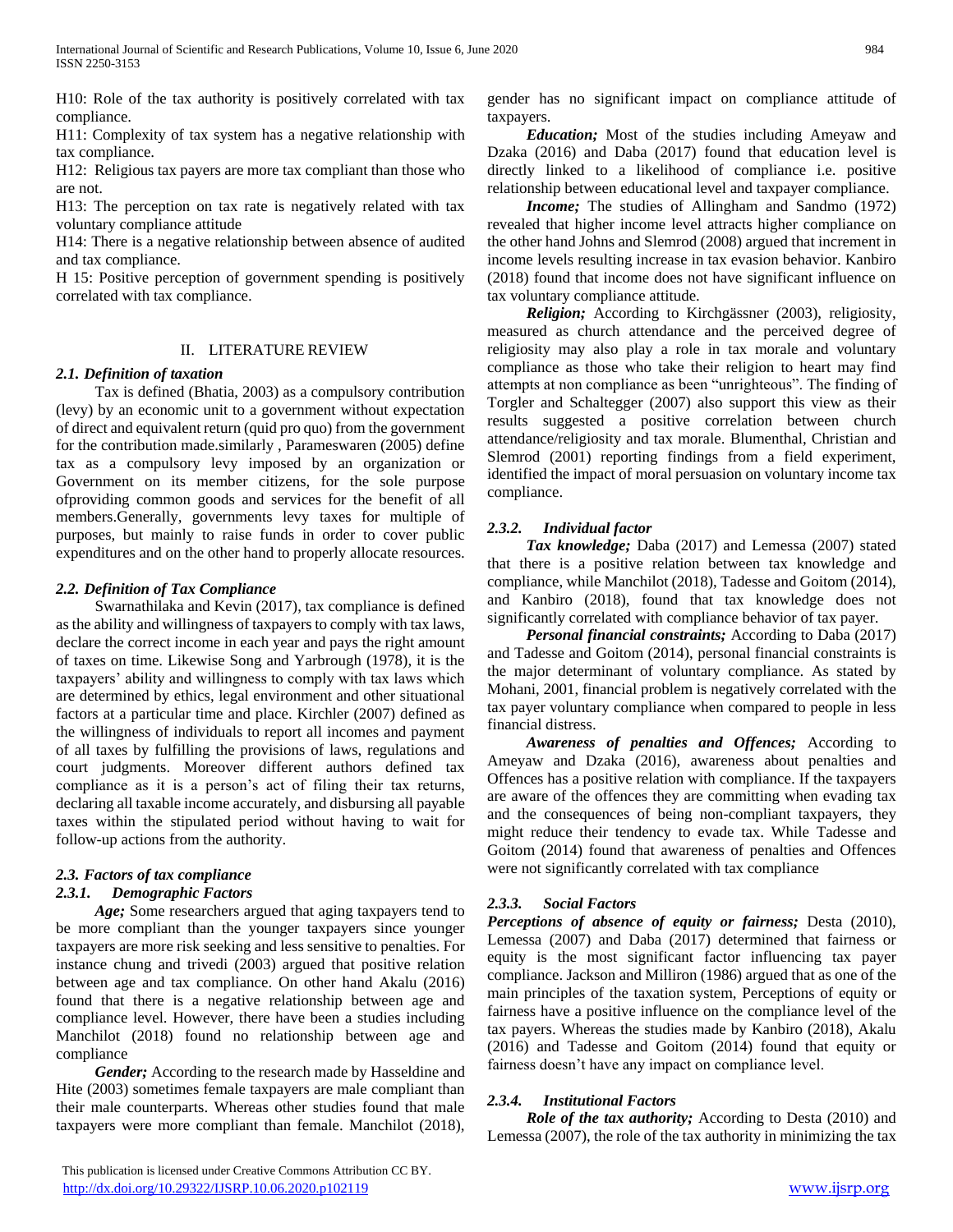H10: Role of the tax authority is positively correlated with tax compliance.

H11: Complexity of tax system has a negative relationship with tax compliance.

H12: Religious tax payers are more tax compliant than those who are not.

H13: The perception on tax rate is negatively related with tax voluntary compliance attitude

H14: There is a negative relationship between absence of audited and tax compliance.

H 15: Positive perception of government spending is positively correlated with tax compliance.

## II. LITERATURE REVIEW

### *2.1. Definition of taxation*

Tax is defined (Bhatia, 2003) as a compulsory contribution (levy) by an economic unit to a government without expectation of direct and equivalent return (quid pro quo) from the government for the contribution made.similarly , Parameswaren (2005) define tax as a compulsory levy imposed by an organization or Government on its member citizens, for the sole purpose ofproviding common goods and services for the benefit of all members.Generally, governments levy taxes for multiple of purposes, but mainly to raise funds in order to cover public expenditures and on the other hand to properly allocate resources.

### *2.2. Definition of Tax Compliance*

Swarnathilaka and Kevin (2017), tax compliance is defined as the ability and willingness of taxpayers to comply with tax laws, declare the correct income in each year and pays the right amount of taxes on time. Likewise Song and Yarbrough (1978), it is the taxpayers' ability and willingness to comply with tax laws which are determined by ethics, legal environment and other situational factors at a particular time and place. Kirchler (2007) defined as the willingness of individuals to report all incomes and payment of all taxes by fulfilling the provisions of laws, regulations and court judgments. Moreover different authors defined tax compliance as it is a person's act of filing their tax returns, declaring all taxable income accurately, and disbursing all payable taxes within the stipulated period without having to wait for follow-up actions from the authority.

### *2.3. Factors of tax compliance*

#### *2.3.1. Demographic Factors*

***Age;*** Some researchers argued that aging taxpayers tend to be more compliant than the younger taxpayers since younger taxpayers are more risk seeking and less sensitive to penalties. For instance chung and trivedi (2003) argued that positive relation between age and tax compliance. On other hand Akalu (2016) found that there is a negative relationship between age and compliance level. However, there have been a studies including Manchilot (2018) found no relationship between age and compliance

***Gender;*** According to the research made by Hasseldine and Hite (2003) sometimes female taxpayers are male compliant than their male counterparts. Whereas other studies found that male taxpayers were more compliant than female. Manchilot (2018), gender has no significant impact on compliance attitude of taxpayers.

***Education;*** Most of the studies including Ameyaw and Dzaka (2016) and Daba (2017) found that education level is directly linked to a likelihood of compliance i.e. positive relationship between educational level and taxpayer compliance.

***Income;*** The studies of Allingham and Sandmo (1972) revealed that higher income level attracts higher compliance on the other hand Johns and Slemrod (2008) argued that increment in income levels resulting increase in tax evasion behavior. Kanbiro (2018) found that income does not have significant influence on tax voluntary compliance attitude.

***Religion;*** According to Kirchgässner (2003), religiosity, measured as church attendance and the perceived degree of religiosity may also play a role in tax morale and voluntary compliance as those who take their religion to heart may find attempts at non compliance as been "unrighteous". The finding of Torgler and Schaltegger (2007) also support this view as their results suggested a positive correlation between church attendance/religiosity and tax morale. Blumenthal, Christian and Slemrod (2001) reporting findings from a field experiment, identified the impact of moral persuasion on voluntary income tax compliance.

#### *2.3.2. Individual factor*

***Tax knowledge;*** Daba (2017) and Lemessa (2007) stated that there is a positive relation between tax knowledge and compliance, while Manchilot (2018), Tadesse and Goitom (2014), and Kanbiro (2018), found that tax knowledge does not significantly correlated with compliance behavior of tax payer.

***Personal financial constraints;*** According to Daba (2017) and Tadesse and Goitom (2014), personal financial constraints is the major determinant of voluntary compliance. As stated by Mohani, 2001, financial problem is negatively correlated with the tax payer voluntary compliance when compared to people in less financial distress.

***Awareness of penalties and Offences;*** According to Ameyaw and Dzaka (2016), awareness about penalties and Offences has a positive relation with compliance. If the taxpayers are aware of the offences they are committing when evading tax and the consequences of being non-compliant taxpayers, they might reduce their tendency to evade tax. While Tadesse and Goitom (2014) found that awareness of penalties and Offences were not significantly correlated with tax compliance

#### *2.3.3. Social Factors*

***Perceptions of absence of equity or fairness;*** Desta (2010), Lemessa (2007) and Daba (2017) determined that fairness or equity is the most significant factor influencing tax payer compliance. Jackson and Milliron (1986) argued that as one of the main principles of the taxation system, Perceptions of equity or fairness have a positive influence on the compliance level of the tax payers. Whereas the studies made by Kanbiro (2018), Akalu (2016) and Tadesse and Goitom (2014) found that equity or fairness doesn't have any impact on compliance level.

#### *2.3.4. Institutional Factors*

***Role of the tax authority;*** According to Desta (2010) and Lemessa (2007), the role of the tax authority in minimizing the tax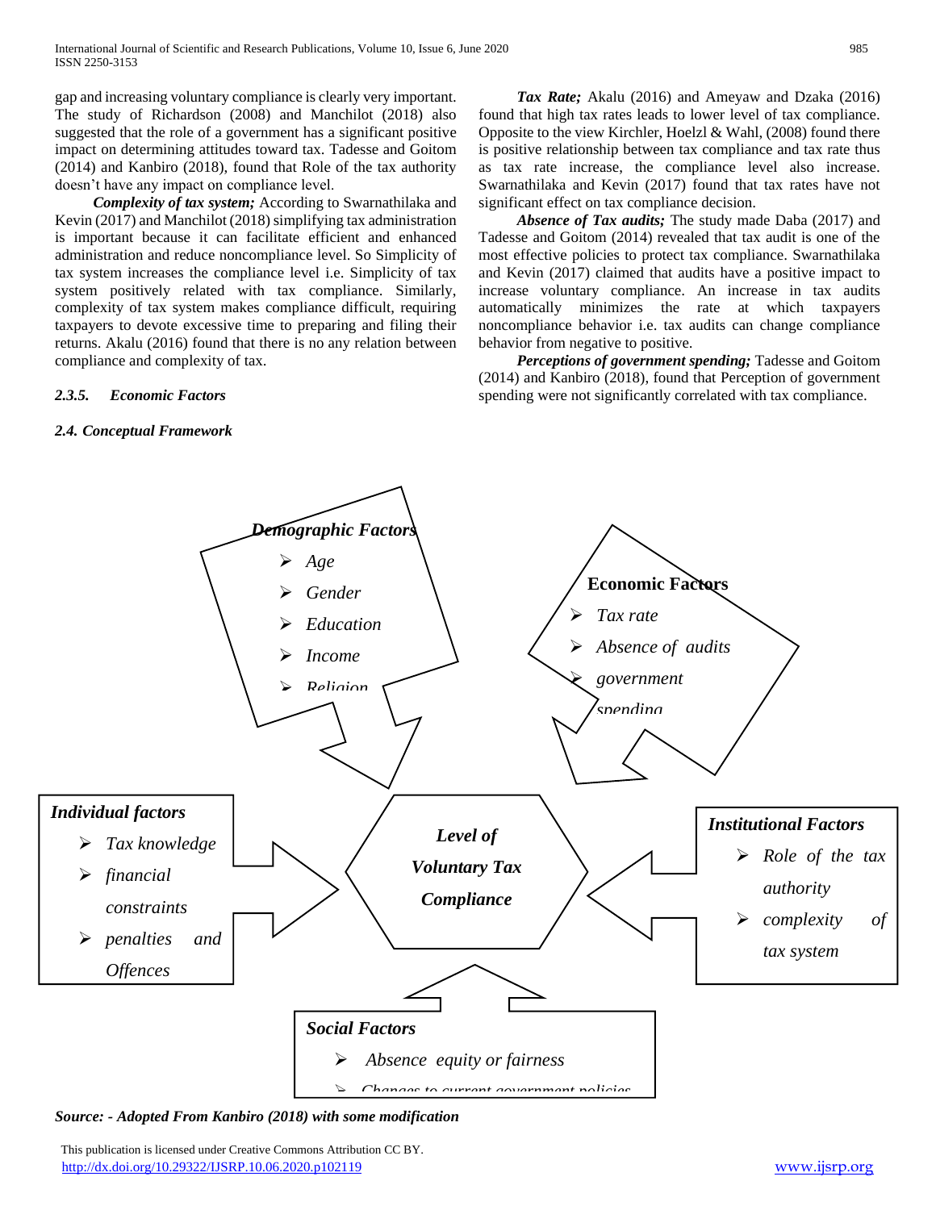gap and increasing voluntary compliance is clearly very important. The study of Richardson (2008) and Manchilot (2018) also suggested that the role of a government has a significant positive impact on determining attitudes toward tax. Tadesse and Goitom (2014) and Kanbiro (2018), found that Role of the tax authority doesn't have any impact on compliance level.

***Complexity of tax system;*** According to Swarnathilaka and Kevin (2017) and Manchilot (2018) simplifying tax administration is important because it can facilitate efficient and enhanced administration and reduce noncompliance level. So Simplicity of tax system increases the compliance level i.e. Simplicity of tax system positively related with tax compliance. Similarly, complexity of tax system makes compliance difficult, requiring taxpayers to devote excessive time to preparing and filing their returns. Akalu (2016) found that there is no any relation between compliance and complexity of tax.

#### *2.3.5. Economic Factors*

***Tax Rate;*** Akalu (2016) and Ameyaw and Dzaka (2016) found that high tax rates leads to lower level of tax compliance. Opposite to the view Kirchler, Hoelzl & Wahl, (2008) found there is positive relationship between tax compliance and tax rate thus as tax rate increase, the compliance level also increase. Swarnathilaka and Kevin (2017) found that tax rates have not significant effect on tax compliance decision.

***Absence of Tax audits;*** The study made Daba (2017) and Tadesse and Goitom (2014) revealed that tax audit is one of the most effective policies to protect tax compliance. Swarnathilaka and Kevin (2017) claimed that audits have a positive impact to increase voluntary compliance. An increase in tax audits automatically minimizes the rate at which taxpayers noncompliance behavior i.e. tax audits can change compliance behavior from negative to positive.

***Perceptions of government spending;*** Tadesse and Goitom (2014) and Kanbiro (2018), found that Perception of government spending were not significantly correlated with tax compliance.

### *2.4. Conceptual Framework*

***Demographic Factors***
- *Age*
- *Gender*
- *Education*
- *Income*
- *Religion*

**Economic Factors**
- *Tax rate*
- *Absence of audits*
- *government spending*

***Individual factors***
- *Tax knowledge*
- *financial constraints*
- *penalties and Offences*

***Level of Voluntary Tax Compliance***

***Institutional Factors***
- *Role of the tax authority*
- *complexity of tax system*

***Social Factors***
- *Absence equity or fairness*
- *Changes to current government policies*

***Source: - Adopted From Kanbiro (2018) with some modification***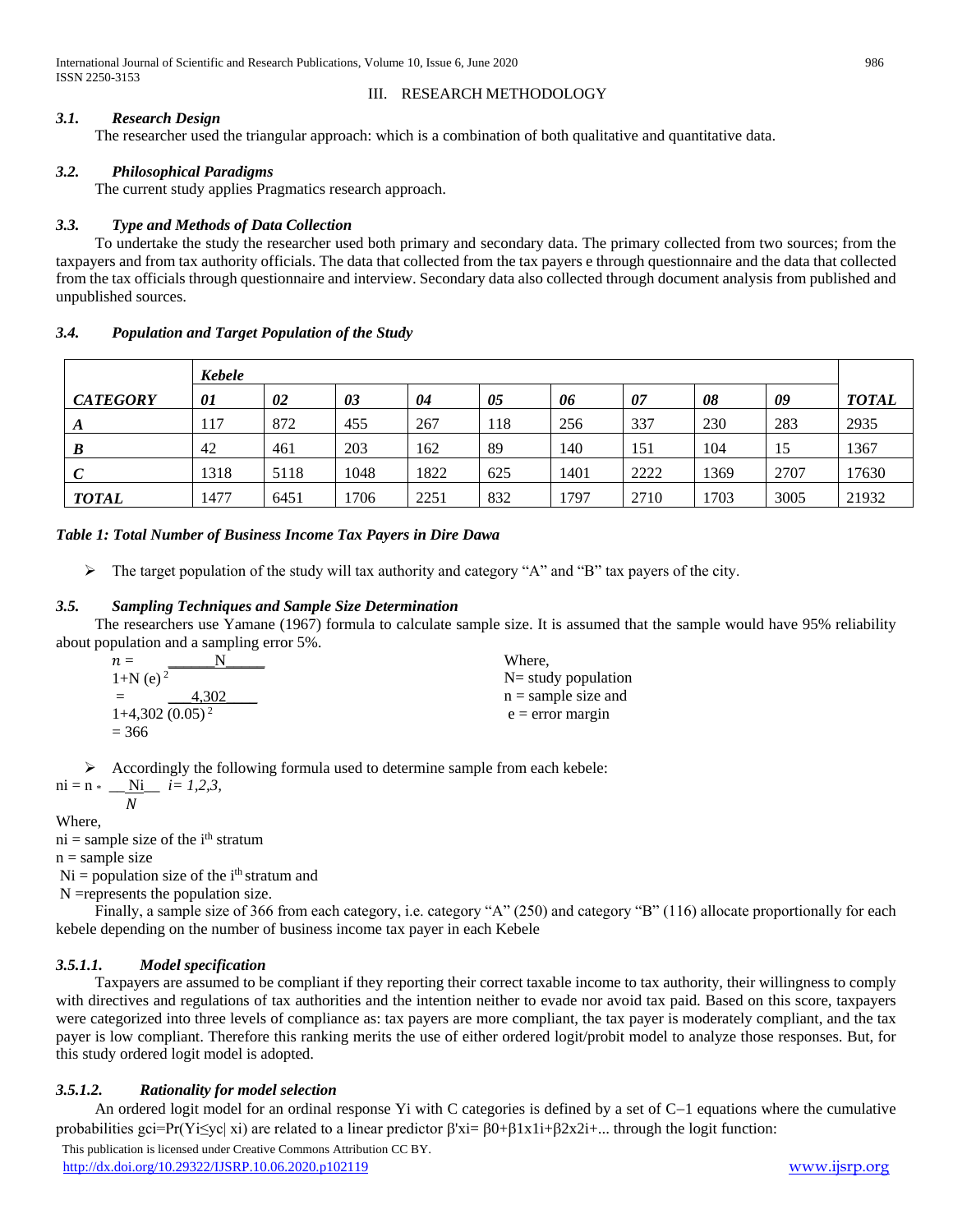## III. RESEARCH METHODOLOGY

### *3.1. Research Design*

The researcher used the triangular approach: which is a combination of both qualitative and quantitative data.

### *3.2. Philosophical Paradigms*

The current study applies Pragmatics research approach.

### *3.3. Type and Methods of Data Collection*

To undertake the study the researcher used both primary and secondary data. The primary collected from two sources; from the taxpayers and from tax authority officials. The data that collected from the tax payers e through questionnaire and the data that collected from the tax officials through questionnaire and interview. Secondary data also collected through document analysis from published and unpublished sources.

### *3.4. Population and Target Population of the Study*

| | *Kebele* | | | | | | | | | |
|---|---|---|---|---|---|---|---|---|---|---|
| ***CATEGORY*** | ***01*** | ***02*** | ***03*** | ***04*** | ***05*** | ***06*** | ***07*** | ***08*** | ***09*** | ***TOTAL*** |
| ***A*** | 117 | 872 | 455 | 267 | 118 | 256 | 337 | 230 | 283 | 2935 |
| ***B*** | 42 | 461 | 203 | 162 | 89 | 140 | 151 | 104 | 15 | 1367 |
| ***C*** | 1318 | 5118 | 1048 | 1822 | 625 | 1401 | 2222 | 1369 | 2707 | 17630 |
| ***TOTAL*** | 1477 | 6451 | 1706 | 2251 | 832 | 1797 | 2710 | 1703 | 3005 | 21932 |

***Table 1: Total Number of Business Income Tax Payers in Dire Dawa***

- The target population of the study will tax authority and category "A" and "B" tax payers of the city.

### *3.5. Sampling Techniques and Sample Size Determination*

The researchers use Yamane (1967) formula to calculate sample size. It is assumed that the sample would have 95% reliability about population and a sampling error 5%.

$$n = \frac{N}{1+N(e)^2} = \frac{4,302}{1+4,302\,(0.05)^2} = 366$$

Where,
N= study population
n = sample size and
e = error margin

- Accordingly the following formula used to determine sample from each kebele:

$$n_i = n * \frac{N_i}{N} \quad i= 1,2,3,$$

Where,
$n_i$ = sample size of the $i^{th}$ stratum
n = sample size
$N_i$ = population size of the $i^{th}$ stratum and
N =represents the population size.

Finally, a sample size of 366 from each category, i.e. category "A" (250) and category "B" (116) allocate proportionally for each kebele depending on the number of business income tax payer in each Kebele

#### *3.5.1.1. Model specification*

Taxpayers are assumed to be compliant if they reporting their correct taxable income to tax authority, their willingness to comply with directives and regulations of tax authorities and the intention neither to evade nor avoid tax paid. Based on this score, taxpayers were categorized into three levels of compliance as: tax payers are more compliant, the tax payer is moderately compliant, and the tax payer is low compliant. Therefore this ranking merits the use of either ordered logit/probit model to analyze those responses. But, for this study ordered logit model is adopted.

#### *3.5.1.2. Rationality for model selection*

An ordered logit model for an ordinal response $Y_i$ with C categories is defined by a set of C−1 equations where the cumulative probabilities $g_{ci}=\Pr(Y_i \leq y_c | x_i)$ are related to a linear predictor $\beta' x_i= \beta_0+\beta_1 x_{1i}+\beta_2 x_{2i}+\ldots$ through the logit function: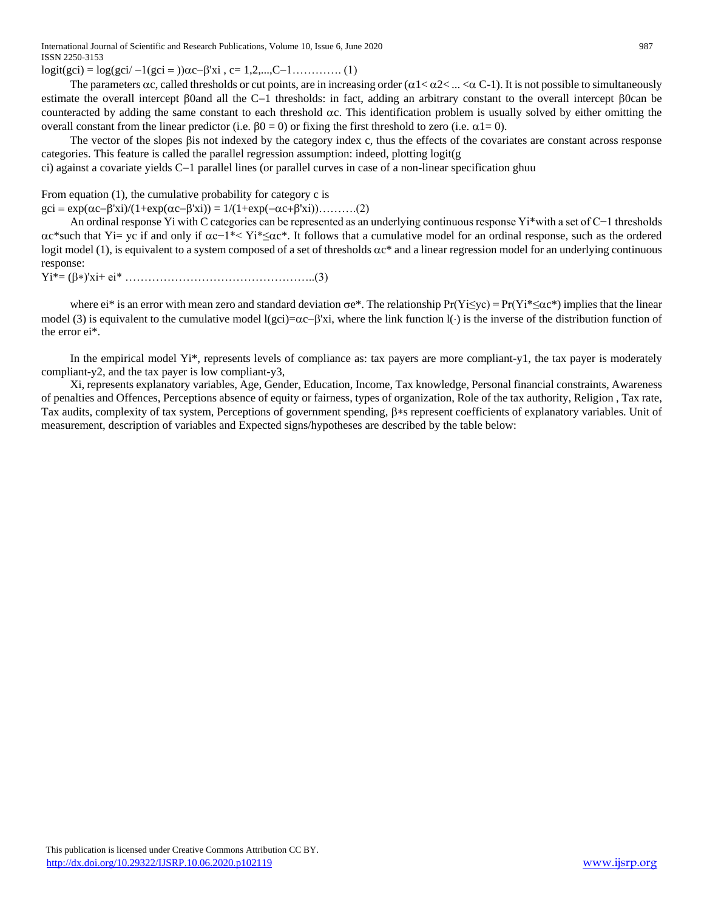$\text{logit}(g_{ci}) = \log(g_{ci}/ -1(g_{ci} = ))\alpha_c - \beta' x_i$ , $c = 1,2,...,C-1$…………. (1)

The parameters $\alpha_c$, called thresholds or cut points, are in increasing order ($\alpha_1 < \alpha_2 < ... < \alpha_{C-1}$). It is not possible to simultaneously estimate the overall intercept $\beta_0$and all the C−1 thresholds: in fact, adding an arbitrary constant to the overall intercept $\beta_0$can be counteracted by adding the same constant to each threshold $\alpha_c$. This identification problem is usually solved by either omitting the overall constant from the linear predictor (i.e. $\beta_0 = 0$) or fixing the first threshold to zero (i.e. $\alpha_1 = 0$).

The vector of the slopes $\beta$is not indexed by the category index c, thus the effects of the covariates are constant across response categories. This feature is called the parallel regression assumption: indeed, plotting logit(g ci) against a covariate yields C−1 parallel lines (or parallel curves in case of a non-linear specification ghuu

From equation (1), the cumulative probability for category c is

$g_{ci} = \exp(\alpha_c - \beta' x_i)/(1+\exp(\alpha_c - \beta' x_i)) = 1/(1+\exp(-\alpha_c + \beta' x_i))$……….(2)

An ordinal response $Y_i$ with C categories can be represented as an underlying continuous response $Y_i^*$with a set of C−1 thresholds $\alpha_c^*$such that $Y_i = y_c$ if and only if $\alpha_{c-1}^* < Y_i^* \leq \alpha_c^*$. It follows that a cumulative model for an ordinal response, such as the ordered logit model (1), is equivalent to a system composed of a set of thresholds $\alpha_c^*$ and a linear regression model for an underlying continuous response:

$Y_i^* = (\beta^*)' x_i + e_i^*$ …………………………………………..(3)

where $e_i^*$ is an error with mean zero and standard deviation $\sigma e^*$. The relationship $\Pr(Y_i \leq y_c) = \Pr(Y_i^* \leq \alpha_c^*)$ implies that the linear model (3) is equivalent to the cumulative model $l(g_{ci}) = \alpha_c - \beta' x_i$, where the link function $l(\cdot)$ is the inverse of the distribution function of the error $e_i^*$.

In the empirical model $Y_i^*$, represents levels of compliance as: tax payers are more compliant-y1, the tax payer is moderately compliant-y2, and the tax payer is low compliant-y3,

$X_i$, represents explanatory variables, Age, Gender, Education, Income, Tax knowledge, Personal financial constraints, Awareness of penalties and Offences, Perceptions absence of equity or fairness, types of organization, Role of the tax authority, Religion , Tax rate, Tax audits, complexity of tax system, Perceptions of government spending, $\beta^*$s represent coefficients of explanatory variables. Unit of measurement, description of variables and Expected signs/hypotheses are described by the table below: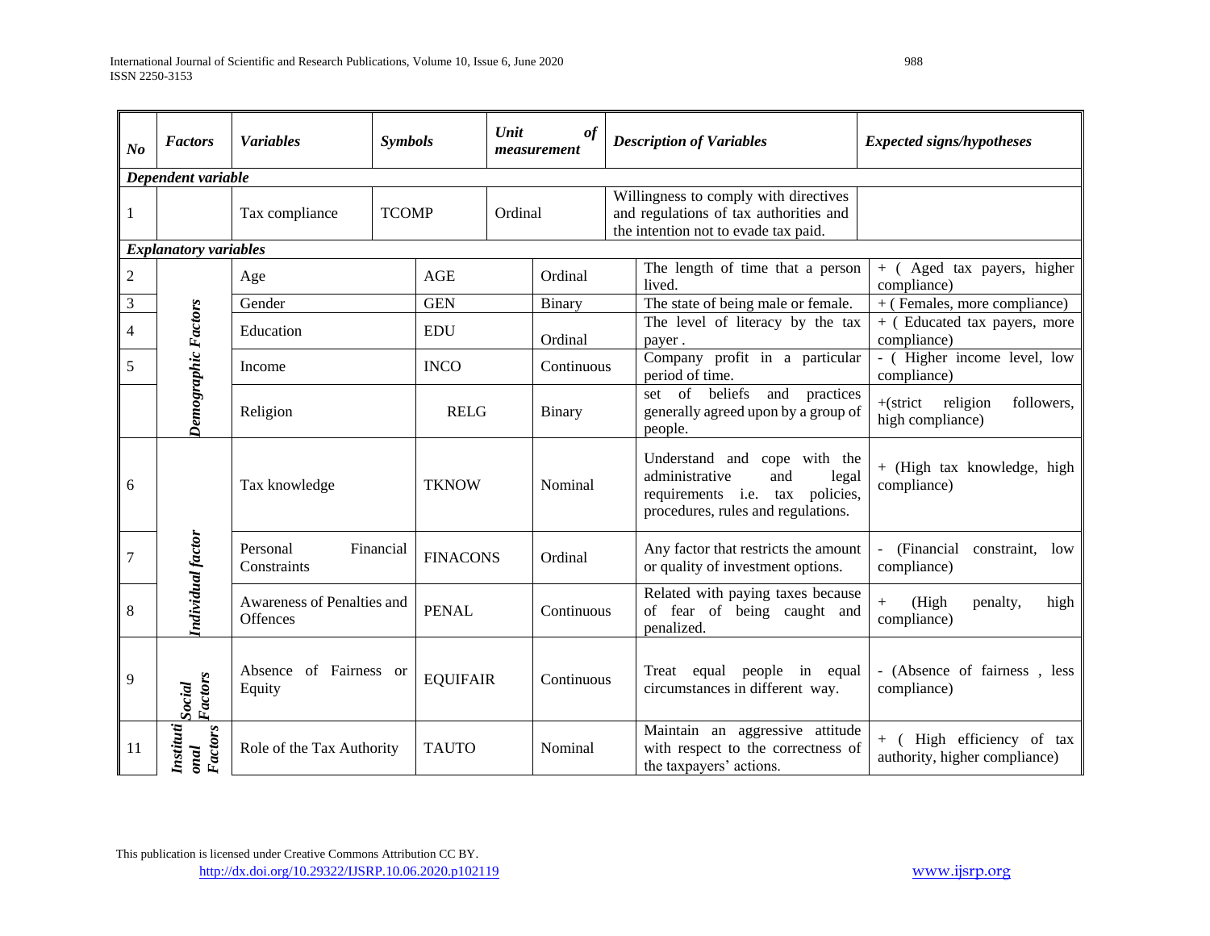| No | Factors | Variables | Symbols | Unit of measurement | Description of Variables | Expected signs/hypotheses |
|---|---|---|---|---|---|---|
| ***Dependent variable*** | | | | | | |
| 1 | | Tax compliance | TCOMP | Ordinal | Willingness to comply with directives and regulations of tax authorities and the intention not to evade tax paid. | |
| ***Explanatory variables*** | | | | | | |
| 2 | ***Demographic Factors*** | Age | AGE | Ordinal | The length of time that a person lived. | + ( Aged tax payers, higher compliance) |
| 3 | | Gender | GEN | Binary | The state of being male or female. | + ( Females, more compliance) |
| 4 | | Education | EDU | Ordinal | The level of literacy by the tax payer . | + ( Educated tax payers, more compliance) |
| 5 | | Income | INCO | Continuous | Company profit in a particular period of time. | - ( Higher income level, low compliance) |
| | | Religion | RELG | Binary | set of beliefs and practices generally agreed upon by a group of people. | +(strict religion followers, high compliance) |
| 6 | ***Individual factor*** | Tax knowledge | TKNOW | Nominal | Understand and cope with the administrative and legal requirements i.e. tax policies, procedures, rules and regulations. | + (High tax knowledge, high compliance) |
| 7 | | Personal Financial Constraints | FINACONS | Ordinal | Any factor that restricts the amount or quality of investment options. | - (Financial constraint, low compliance) |
| 8 | | Awareness of Penalties and Offences | PENAL | Continuous | Related with paying taxes because of fear of being caught and penalized. | + (High penalty, high compliance) |
| 9 | ***Social Factors*** | Absence of Fairness or Equity | EQUIFAIR | Continuous | Treat equal people in equal circumstances in different way. | - (Absence of fairness , less compliance) |
| 11 | ***Institutional Factors*** | Role of the Tax Authority | TAUTO | Nominal | Maintain an aggressive attitude with respect to the correctness of the taxpayers' actions. | + ( High efficiency of tax authority, higher compliance) |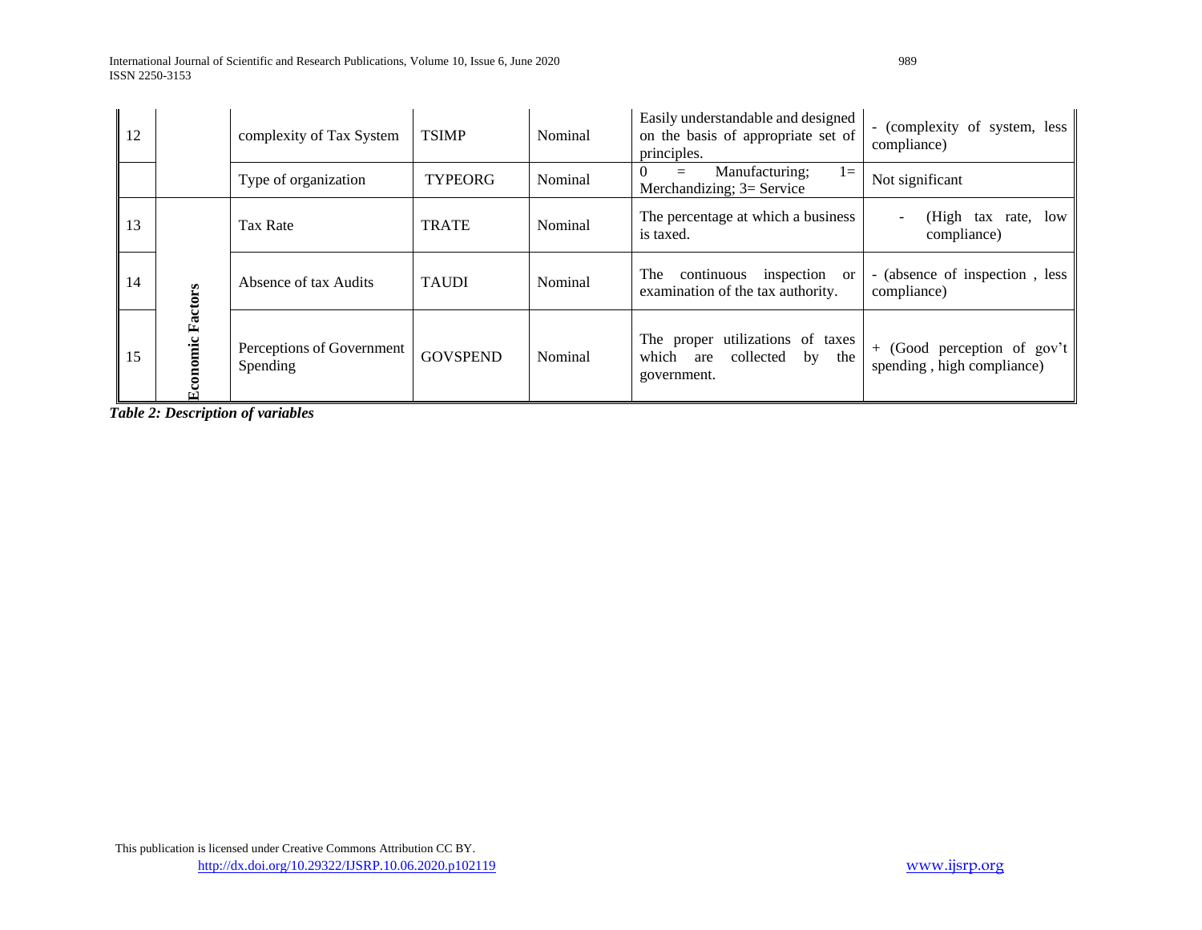| 12 | | complexity of Tax System | TSIMP | Nominal | Easily understandable and designed on the basis of appropriate set of principles. | - (complexity of system, less compliance) |
|---|---|---|---|---|---|---|
| | | Type of organization | TYPEORG | Nominal | 0 = Manufacturing; 1= Merchandizing; 3= Service | Not significant |
| 13 | Economic Factors | Tax Rate | TRATE | Nominal | The percentage at which a business is taxed. | - (High tax rate, low compliance) |
| 14 | | Absence of tax Audits | TAUDI | Nominal | The continuous inspection or examination of the tax authority. | - (absence of inspection , less compliance) |
| 15 | | Perceptions of Government Spending | GOVSPEND | Nominal | The proper utilizations of taxes which are collected by the government. | + (Good perception of gov't spending , high compliance) |

***Table 2: Description of variables***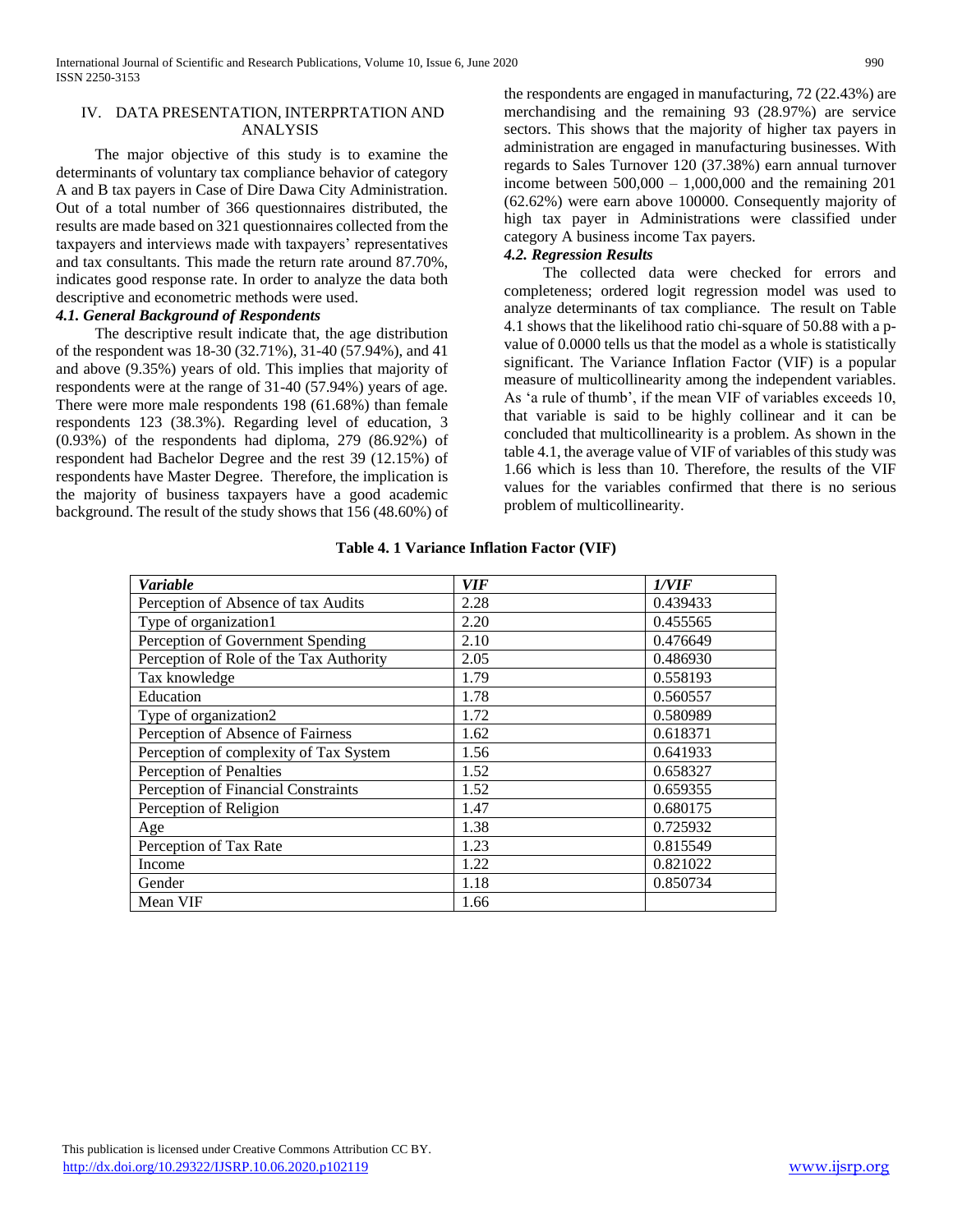## IV. DATA PRESENTATION, INTERPRTATION AND ANALYSIS

The major objective of this study is to examine the determinants of voluntary tax compliance behavior of category A and B tax payers in Case of Dire Dawa City Administration. Out of a total number of 366 questionnaires distributed, the results are made based on 321 questionnaires collected from the taxpayers and interviews made with taxpayers' representatives and tax consultants. This made the return rate around 87.70%, indicates good response rate. In order to analyze the data both descriptive and econometric methods were used.

### *4.1. General Background of Respondents*

The descriptive result indicate that, the age distribution of the respondent was 18-30 (32.71%), 31-40 (57.94%), and 41 and above (9.35%) years of old. This implies that majority of respondents were at the range of 31-40 (57.94%) years of age. There were more male respondents 198 (61.68%) than female respondents 123 (38.3%). Regarding level of education, 3 (0.93%) of the respondents had diploma, 279 (86.92%) of respondent had Bachelor Degree and the rest 39 (12.15%) of respondents have Master Degree. Therefore, the implication is the majority of business taxpayers have a good academic background. The result of the study shows that 156 (48.60%) of the respondents are engaged in manufacturing, 72 (22.43%) are merchandising and the remaining 93 (28.97%) are service sectors. This shows that the majority of higher tax payers in administration are engaged in manufacturing businesses. With regards to Sales Turnover 120 (37.38%) earn annual turnover income between 500,000 – 1,000,000 and the remaining 201 (62.62%) were earn above 100000. Consequently majority of high tax payer in Administrations were classified under category A business income Tax payers.

### *4.2. Regression Results*

The collected data were checked for errors and completeness; ordered logit regression model was used to analyze determinants of tax compliance. The result on Table 4.1 shows that the likelihood ratio chi-square of 50.88 with a p-value of 0.0000 tells us that the model as a whole is statistically significant. The Variance Inflation Factor (VIF) is a popular measure of multicollinearity among the independent variables. As 'a rule of thumb', if the mean VIF of variables exceeds 10, that variable is said to be highly collinear and it can be concluded that multicollinearity is a problem. As shown in the table 4.1, the average value of VIF of variables of this study was 1.66 which is less than 10. Therefore, the results of the VIF values for the variables confirmed that there is no serious problem of multicollinearity.

**Table 4. 1 Variance Inflation Factor (VIF)**

| *Variable* | *VIF* | *1/VIF* |
|---|---|---|
| Perception of Absence of tax Audits | 2.28 | 0.439433 |
| Type of organization1 | 2.20 | 0.455565 |
| Perception of Government Spending | 2.10 | 0.476649 |
| Perception of Role of the Tax Authority | 2.05 | 0.486930 |
| Tax knowledge | 1.79 | 0.558193 |
| Education | 1.78 | 0.560557 |
| Type of organization2 | 1.72 | 0.580989 |
| Perception of Absence of Fairness | 1.62 | 0.618371 |
| Perception of complexity of Tax System | 1.56 | 0.641933 |
| Perception of Penalties | 1.52 | 0.658327 |
| Perception of Financial Constraints | 1.52 | 0.659355 |
| Perception of Religion | 1.47 | 0.680175 |
| Age | 1.38 | 0.725932 |
| Perception of Tax Rate | 1.23 | 0.815549 |
| Income | 1.22 | 0.821022 |
| Gender | 1.18 | 0.850734 |
| Mean VIF | 1.66 | |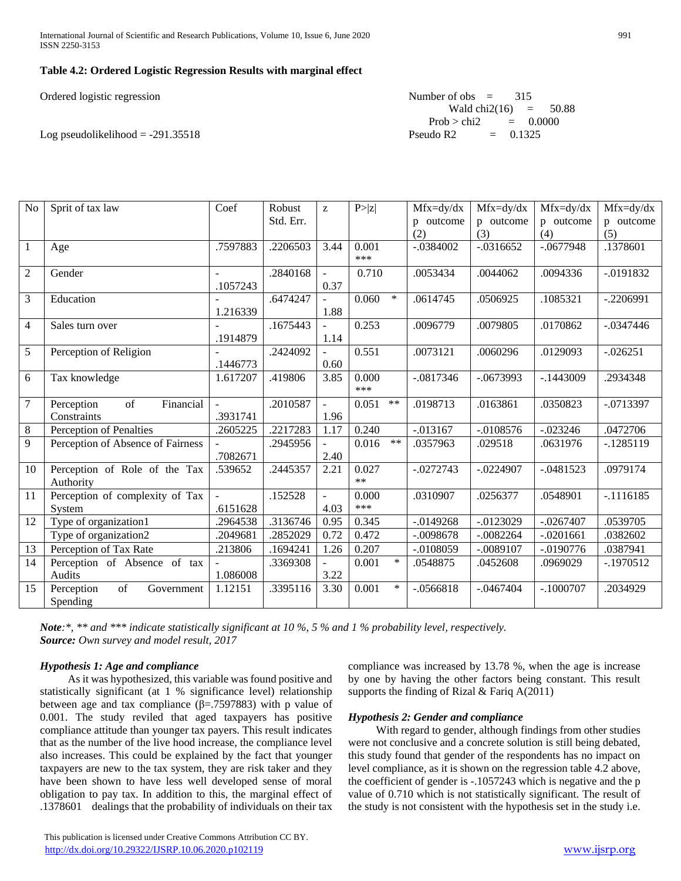### Table 4.2: Ordered Logistic Regression Results with marginal effect

Ordered logistic regression

Number of obs = 315
Wald chi2(16) = 50.88
Prob > chi2 = 0.0000
Pseudo R2 = 0.1325

Log pseudolikelihood = -291.35518

| No | Sprit of tax law | Coef | Robust Std. Err. | z | P>\|z\| | Mfx=dy/dx p outcome (2) | Mfx=dy/dx p outcome (3) | Mfx=dy/dx p outcome (4) | Mfx=dy/dx p outcome (5) |
|---|---|---|---|---|---|---|---|---|---|
| 1 | Age | .7597883 | .2206503 | 3.44 | 0.001 *** | -.0384002 | -.0316652 | -.0677948 | .1378601 |
| 2 | Gender | -.1057243 | .2840168 | -0.37 | 0.710 | .0053434 | .0044062 | .0094336 | -.0191832 |
| 3 | Education | -1.216339 | .6474247 | -1.88 | 0.060 * | .0614745 | .0506925 | .1085321 | -.2206991 |
| 4 | Sales turn over | -.1914879 | .1675443 | -1.14 | 0.253 | .0096779 | .0079805 | .0170862 | -.0347446 |
| 5 | Perception of Religion | -.1446773 | .2424092 | -0.60 | 0.551 | .0073121 | .0060296 | .0129093 | -.026251 |
| 6 | Tax knowledge | 1.617207 | .419806 | 3.85 | 0.000 *** | -.0817346 | -.0673993 | -.1443009 | .2934348 |
| 7 | Perception of Financial Constraints | -.3931741 | .2010587 | -1.96 | 0.051 ** | .0198713 | .0163861 | .0350823 | -.0713397 |
| 8 | Perception of Penalties | .2605225 | .2217283 | 1.17 | 0.240 | -.013167 | -.0108576 | -.023246 | .0472706 |
| 9 | Perception of Absence of Fairness | -.7082671 | .2945956 | -2.40 | 0.016 ** | .0357963 | .029518 | .0631976 | -.1285119 |
| 10 | Perception of Role of the Tax Authority | .539652 | .2445357 | 2.21 | 0.027 ** | -.0272743 | -.0224907 | -.0481523 | .0979174 |
| 11 | Perception of complexity of Tax System | -.6151628 | .152528 | -4.03 | 0.000 *** | .0310907 | .0256377 | .0548901 | -.1116185 |
| 12 | Type of organization1 | .2964538 | .3136746 | 0.95 | 0.345 | -.0149268 | -.0123029 | -.0267407 | .0539705 |
| | Type of organization2 | .2049681 | .2852029 | 0.72 | 0.472 | -.0098678 | -.0082264 | -.0201661 | .0382602 |
| 13 | Perception of Tax Rate | .213806 | .1694241 | 1.26 | 0.207 | -.0108059 | -.0089107 | -.0190776 | .0387941 |
| 14 | Perception of Absence of tax Audits | -1.086008 | .3369308 | -3.22 | 0.001 * | .0548875 | .0452608 | .0969029 | -.1970512 |
| 15 | Perception of Government Spending | 1.12151 | .3395116 | 3.30 | 0.001 * | -.0566818 | -.0467404 | -.1000707 | .2034929 |

***Note****:\*, \*\* and \*\*\* indicate statistically significant at 10 %, 5 % and 1 % probability level, respectively.*
***Source:*** *Own survey and model result, 2017*

***Hypothesis 1: Age and compliance***

As it was hypothesized, this variable was found positive and statistically significant (at 1 % significance level) relationship between age and tax compliance (β=.7597883) with p value of 0.001. The study reviled that aged taxpayers has positive compliance attitude than younger tax payers. This result indicates that as the number of the live hood increase, the compliance level also increases. This could be explained by the fact that younger taxpayers are new to the tax system, they are risk taker and they have been shown to have less well developed sense of moral obligation to pay tax. In addition to this, the marginal effect of .1378601 dealings that the probability of individuals on their tax compliance was increased by 13.78 %, when the age is increase by one by having the other factors being constant. This result supports the finding of Rizal & Fariq A(2011)

***Hypothesis 2: Gender and compliance***

With regard to gender, although findings from other studies were not conclusive and a concrete solution is still being debated, this study found that gender of the respondents has no impact on level compliance, as it is shown on the regression table 4.2 above, the coefficient of gender is -.1057243 which is negative and the p value of 0.710 which is not statistically significant. The result of the study is not consistent with the hypothesis set in the study i.e.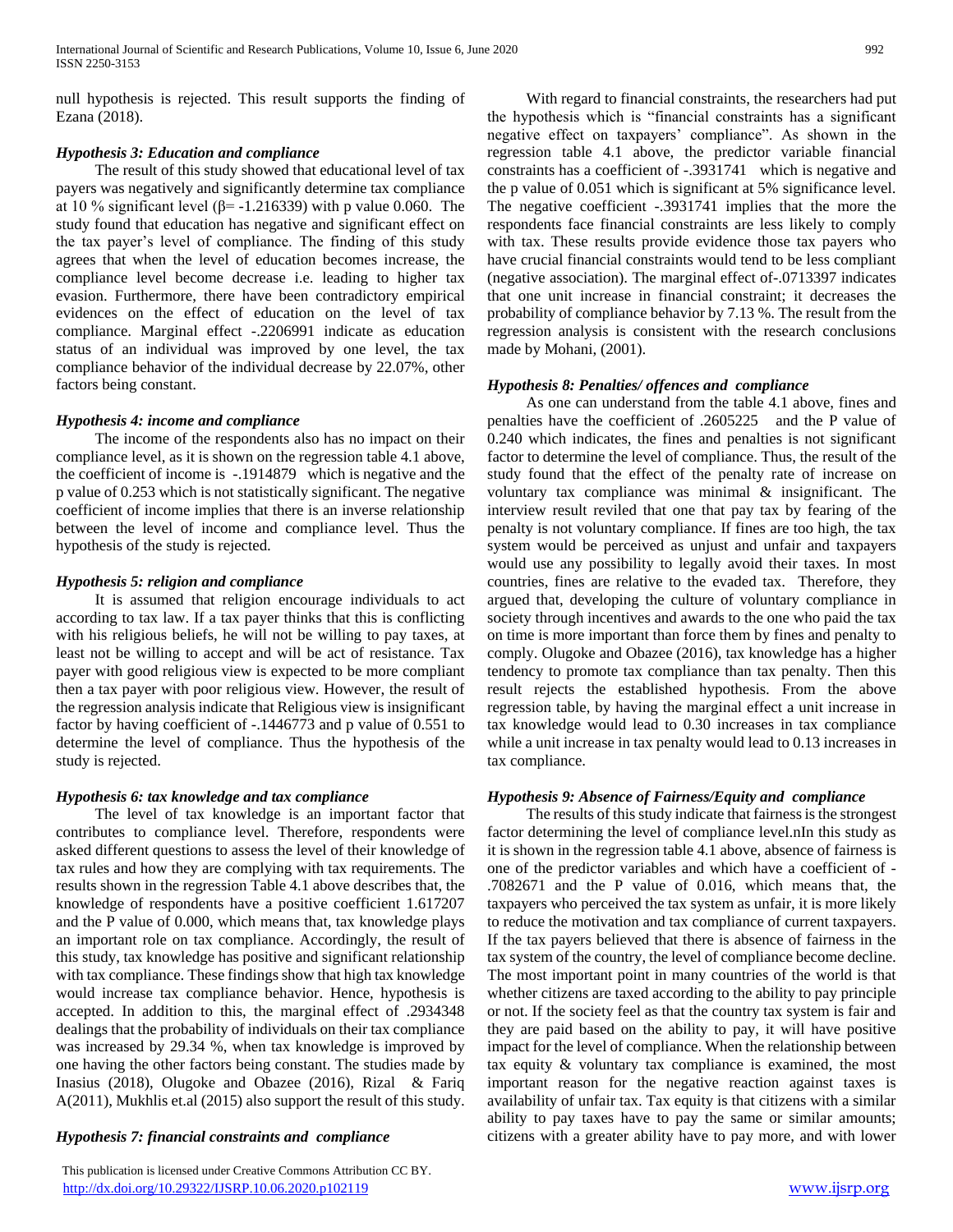null hypothesis is rejected. This result supports the finding of Ezana (2018).

### *Hypothesis 3: Education and compliance*

The result of this study showed that educational level of tax payers was negatively and significantly determine tax compliance at 10 % significant level ($\beta$= -1.216339) with p value 0.060. The study found that education has negative and significant effect on the tax payer's level of compliance. The finding of this study agrees that when the level of education becomes increase, the compliance level become decrease i.e. leading to higher tax evasion. Furthermore, there have been contradictory empirical evidences on the effect of education on the level of tax compliance. Marginal effect -.2206991 indicate as education status of an individual was improved by one level, the tax compliance behavior of the individual decrease by 22.07%, other factors being constant.

### *Hypothesis 4: income and compliance*

The income of the respondents also has no impact on their compliance level, as it is shown on the regression table 4.1 above, the coefficient of income is -.1914879 which is negative and the p value of 0.253 which is not statistically significant. The negative coefficient of income implies that there is an inverse relationship between the level of income and compliance level. Thus the hypothesis of the study is rejected.

### *Hypothesis 5: religion and compliance*

It is assumed that religion encourage individuals to act according to tax law. If a tax payer thinks that this is conflicting with his religious beliefs, he will not be willing to pay taxes, at least not be willing to accept and will be act of resistance. Tax payer with good religious view is expected to be more compliant then a tax payer with poor religious view. However, the result of the regression analysis indicate that Religious view is insignificant factor by having coefficient of -.1446773 and p value of 0.551 to determine the level of compliance. Thus the hypothesis of the study is rejected.

### *Hypothesis 6: tax knowledge and tax compliance*

The level of tax knowledge is an important factor that contributes to compliance level. Therefore, respondents were asked different questions to assess the level of their knowledge of tax rules and how they are complying with tax requirements. The results shown in the regression Table 4.1 above describes that, the knowledge of respondents have a positive coefficient 1.617207 and the P value of 0.000, which means that, tax knowledge plays an important role on tax compliance. Accordingly, the result of this study, tax knowledge has positive and significant relationship with tax compliance. These findings show that high tax knowledge would increase tax compliance behavior. Hence, hypothesis is accepted. In addition to this, the marginal effect of .2934348 dealings that the probability of individuals on their tax compliance was increased by 29.34 %, when tax knowledge is improved by one having the other factors being constant. The studies made by Inasius (2018), Olugoke and Obazee (2016), Rizal & Fariq A(2011), Mukhlis et.al (2015) also support the result of this study.

### *Hypothesis 7: financial constraints and compliance*

With regard to financial constraints, the researchers had put the hypothesis which is "financial constraints has a significant negative effect on taxpayers' compliance". As shown in the regression table 4.1 above, the predictor variable financial constraints has a coefficient of -.3931741 which is negative and the p value of 0.051 which is significant at 5% significance level. The negative coefficient -.3931741 implies that the more the respondents face financial constraints are less likely to comply with tax. These results provide evidence those tax payers who have crucial financial constraints would tend to be less compliant (negative association). The marginal effect of-.0713397 indicates that one unit increase in financial constraint; it decreases the probability of compliance behavior by 7.13 %. The result from the regression analysis is consistent with the research conclusions made by Mohani, (2001).

### *Hypothesis 8: Penalties/ offences and compliance*

As one can understand from the table 4.1 above, fines and penalties have the coefficient of .2605225 and the P value of 0.240 which indicates, the fines and penalties is not significant factor to determine the level of compliance. Thus, the result of the study found that the effect of the penalty rate of increase on voluntary tax compliance was minimal & insignificant. The interview result reviled that one that pay tax by fearing of the penalty is not voluntary compliance. If fines are too high, the tax system would be perceived as unjust and unfair and taxpayers would use any possibility to legally avoid their taxes. In most countries, fines are relative to the evaded tax. Therefore, they argued that, developing the culture of voluntary compliance in society through incentives and awards to the one who paid the tax on time is more important than force them by fines and penalty to comply. Olugoke and Obazee (2016), tax knowledge has a higher tendency to promote tax compliance than tax penalty. Then this result rejects the established hypothesis. From the above regression table, by having the marginal effect a unit increase in tax knowledge would lead to 0.30 increases in tax compliance while a unit increase in tax penalty would lead to 0.13 increases in tax compliance.

### *Hypothesis 9: Absence of Fairness/Equity and compliance*

The results of this study indicate that fairness is the strongest factor determining the level of compliance level.nIn this study as it is shown in the regression table 4.1 above, absence of fairness is one of the predictor variables and which have a coefficient of -.7082671 and the P value of 0.016, which means that, the taxpayers who perceived the tax system as unfair, it is more likely to reduce the motivation and tax compliance of current taxpayers. If the tax payers believed that there is absence of fairness in the tax system of the country, the level of compliance become decline. The most important point in many countries of the world is that whether citizens are taxed according to the ability to pay principle or not. If the society feel as that the country tax system is fair and they are paid based on the ability to pay, it will have positive impact for the level of compliance. When the relationship between tax equity & voluntary tax compliance is examined, the most important reason for the negative reaction against taxes is availability of unfair tax. Tax equity is that citizens with a similar ability to pay taxes have to pay the same or similar amounts; citizens with a greater ability have to pay more, and with lower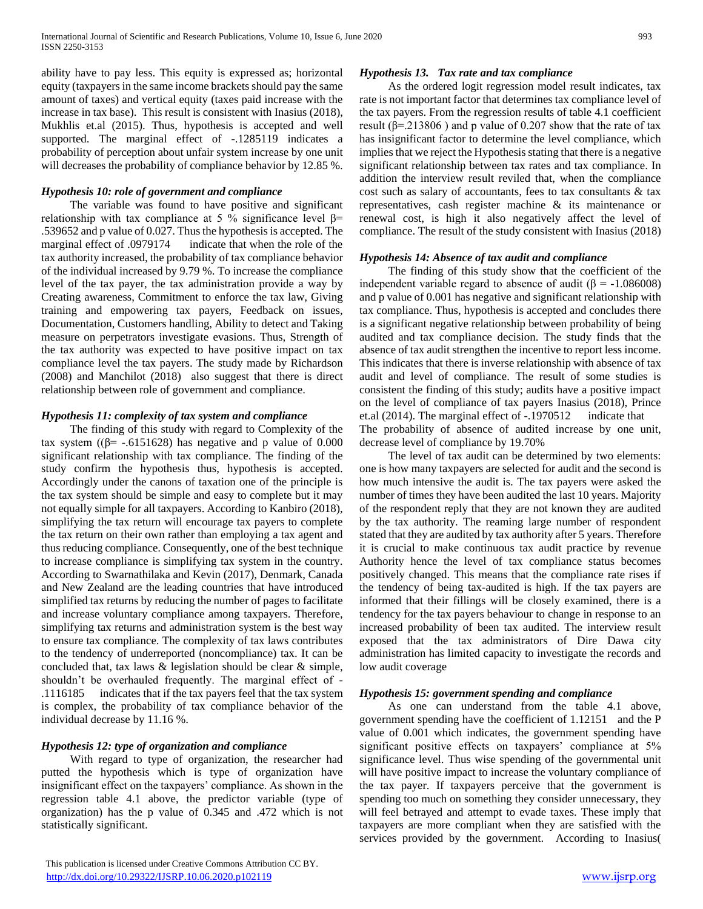ability have to pay less. This equity is expressed as; horizontal equity (taxpayers in the same income brackets should pay the same amount of taxes) and vertical equity (taxes paid increase with the increase in tax base). This result is consistent with Inasius (2018), Mukhlis et.al (2015). Thus, hypothesis is accepted and well supported. The marginal effect of -.1285119 indicates a probability of perception about unfair system increase by one unit will decreases the probability of compliance behavior by 12.85 %.

### *Hypothesis 10: role of government and compliance*

The variable was found to have positive and significant relationship with tax compliance at 5 % significance level β= .539652 and p value of 0.027. Thus the hypothesis is accepted. The marginal effect of .0979174 indicate that when the role of the tax authority increased, the probability of tax compliance behavior of the individual increased by 9.79 %. To increase the compliance level of the tax payer, the tax administration provide a way by Creating awareness, Commitment to enforce the tax law, Giving training and empowering tax payers, Feedback on issues, Documentation, Customers handling, Ability to detect and Taking measure on perpetrators investigate evasions. Thus, Strength of the tax authority was expected to have positive impact on tax compliance level the tax payers. The study made by Richardson (2008) and Manchilot (2018) also suggest that there is direct relationship between role of government and compliance.

### *Hypothesis 11: complexity of tax system and compliance*

The finding of this study with regard to Complexity of the tax system ((β= -.6151628) has negative and p value of 0.000 significant relationship with tax compliance. The finding of the study confirm the hypothesis thus, hypothesis is accepted. Accordingly under the canons of taxation one of the principle is the tax system should be simple and easy to complete but it may not equally simple for all taxpayers. According to Kanbiro (2018), simplifying the tax return will encourage tax payers to complete the tax return on their own rather than employing a tax agent and thus reducing compliance. Consequently, one of the best technique to increase compliance is simplifying tax system in the country. According to Swarnathilaka and Kevin (2017), Denmark, Canada and New Zealand are the leading countries that have introduced simplified tax returns by reducing the number of pages to facilitate and increase voluntary compliance among taxpayers. Therefore, simplifying tax returns and administration system is the best way to ensure tax compliance. The complexity of tax laws contributes to the tendency of underreported (noncompliance) tax. It can be concluded that, tax laws & legislation should be clear & simple, shouldn't be overhauled frequently. The marginal effect of -.1116185 indicates that if the tax payers feel that the tax system is complex, the probability of tax compliance behavior of the individual decrease by 11.16 %.

### *Hypothesis 12: type of organization and compliance*

With regard to type of organization, the researcher had putted the hypothesis which is type of organization have insignificant effect on the taxpayers' compliance. As shown in the regression table 4.1 above, the predictor variable (type of organization) has the p value of 0.345 and .472 which is not statistically significant.

### *Hypothesis 13. Tax rate and tax compliance*

As the ordered logit regression model result indicates, tax rate is not important factor that determines tax compliance level of the tax payers. From the regression results of table 4.1 coefficient result (β=.213806 ) and p value of 0.207 show that the rate of tax has insignificant factor to determine the level compliance, which implies that we reject the Hypothesis stating that there is a negative significant relationship between tax rates and tax compliance. In addition the interview result reviled that, when the compliance cost such as salary of accountants, fees to tax consultants & tax representatives, cash register machine & its maintenance or renewal cost, is high it also negatively affect the level of compliance. The result of the study consistent with Inasius (2018)

### *Hypothesis 14: Absence of tax audit and compliance*

The finding of this study show that the coefficient of the independent variable regard to absence of audit (β = -1.086008) and p value of 0.001 has negative and significant relationship with tax compliance. Thus, hypothesis is accepted and concludes there is a significant negative relationship between probability of being audited and tax compliance decision. The study finds that the absence of tax audit strengthen the incentive to report less income. This indicates that there is inverse relationship with absence of tax audit and level of compliance. The result of some studies is consistent the finding of this study; audits have a positive impact on the level of compliance of tax payers Inasius (2018), Prince et.al (2014). The marginal effect of -.1970512 indicate that The probability of absence of audited increase by one unit, decrease level of compliance by 19.70%

The level of tax audit can be determined by two elements: one is how many taxpayers are selected for audit and the second is how much intensive the audit is. The tax payers were asked the number of times they have been audited the last 10 years. Majority of the respondent reply that they are not known they are audited by the tax authority. The reaming large number of respondent stated that they are audited by tax authority after 5 years. Therefore it is crucial to make continuous tax audit practice by revenue Authority hence the level of tax compliance status becomes positively changed. This means that the compliance rate rises if the tendency of being tax-audited is high. If the tax payers are informed that their fillings will be closely examined, there is a tendency for the tax payers behaviour to change in response to an increased probability of been tax audited. The interview result exposed that the tax administrators of Dire Dawa city administration has limited capacity to investigate the records and low audit coverage

### *Hypothesis 15: government spending and compliance*

As one can understand from the table 4.1 above, government spending have the coefficient of 1.12151 and the P value of 0.001 which indicates, the government spending have significant positive effects on taxpayers' compliance at 5% significance level. Thus wise spending of the governmental unit will have positive impact to increase the voluntary compliance of the tax payer. If taxpayers perceive that the government is spending too much on something they consider unnecessary, they will feel betrayed and attempt to evade taxes. These imply that taxpayers are more compliant when they are satisfied with the services provided by the government. According to Inasius(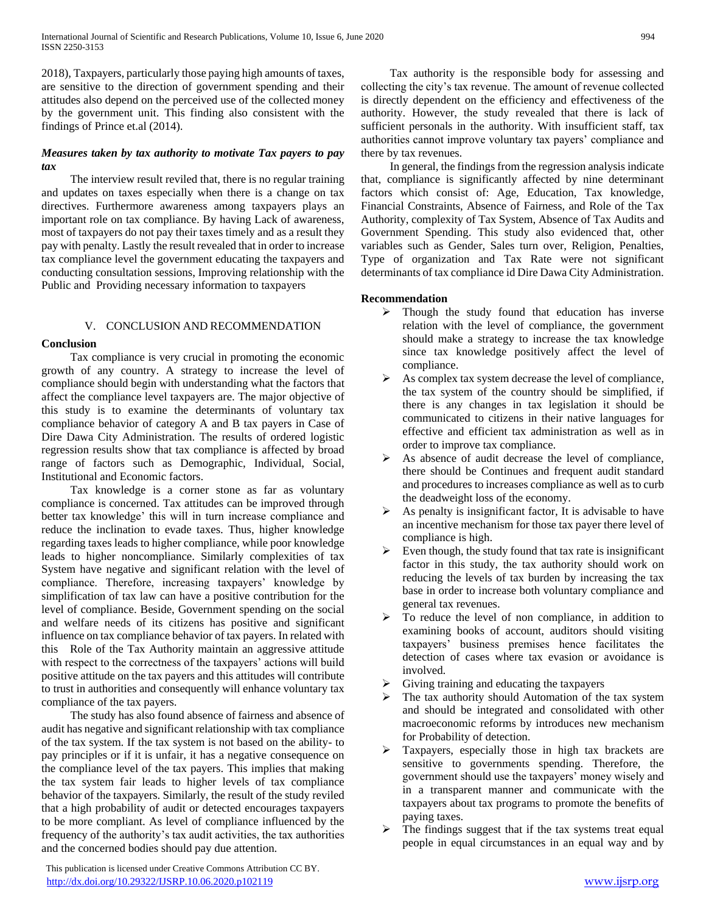2018), Taxpayers, particularly those paying high amounts of taxes, are sensitive to the direction of government spending and their attitudes also depend on the perceived use of the collected money by the government unit. This finding also consistent with the findings of Prince et.al (2014).

***Measures taken by tax authority to motivate Tax payers to pay tax***

The interview result reviled that, there is no regular training and updates on taxes especially when there is a change on tax directives. Furthermore awareness among taxpayers plays an important role on tax compliance. By having Lack of awareness, most of taxpayers do not pay their taxes timely and as a result they pay with penalty. Lastly the result revealed that in order to increase tax compliance level the government educating the taxpayers and conducting consultation sessions, Improving relationship with the Public and Providing necessary information to taxpayers

## V. CONCLUSION AND RECOMMENDATION

**Conclusion**

Tax compliance is very crucial in promoting the economic growth of any country. A strategy to increase the level of compliance should begin with understanding what the factors that affect the compliance level taxpayers are. The major objective of this study is to examine the determinants of voluntary tax compliance behavior of category A and B tax payers in Case of Dire Dawa City Administration. The results of ordered logistic regression results show that tax compliance is affected by broad range of factors such as Demographic, Individual, Social, Institutional and Economic factors.

Tax knowledge is a corner stone as far as voluntary compliance is concerned. Tax attitudes can be improved through better tax knowledge' this will in turn increase compliance and reduce the inclination to evade taxes. Thus, higher knowledge regarding taxes leads to higher compliance, while poor knowledge leads to higher noncompliance. Similarly complexities of tax System have negative and significant relation with the level of compliance. Therefore, increasing taxpayers' knowledge by simplification of tax law can have a positive contribution for the level of compliance. Beside, Government spending on the social and welfare needs of its citizens has positive and significant influence on tax compliance behavior of tax payers. In related with this Role of the Tax Authority maintain an aggressive attitude with respect to the correctness of the taxpayers' actions will build positive attitude on the tax payers and this attitudes will contribute to trust in authorities and consequently will enhance voluntary tax compliance of the tax payers.

The study has also found absence of fairness and absence of audit has negative and significant relationship with tax compliance of the tax system. If the tax system is not based on the ability- to pay principles or if it is unfair, it has a negative consequence on the compliance level of the tax payers. This implies that making the tax system fair leads to higher levels of tax compliance behavior of the taxpayers. Similarly, the result of the study reviled that a high probability of audit or detected encourages taxpayers to be more compliant. As level of compliance influenced by the frequency of the authority's tax audit activities, the tax authorities and the concerned bodies should pay due attention.

Tax authority is the responsible body for assessing and collecting the city's tax revenue. The amount of revenue collected is directly dependent on the efficiency and effectiveness of the authority. However, the study revealed that there is lack of sufficient personals in the authority. With insufficient staff, tax authorities cannot improve voluntary tax payers' compliance and there by tax revenues.

In general, the findings from the regression analysis indicate that, compliance is significantly affected by nine determinant factors which consist of: Age, Education, Tax knowledge, Financial Constraints, Absence of Fairness, and Role of the Tax Authority, complexity of Tax System, Absence of Tax Audits and Government Spending. This study also evidenced that, other variables such as Gender, Sales turn over, Religion, Penalties, Type of organization and Tax Rate were not significant determinants of tax compliance id Dire Dawa City Administration.

**Recommendation**

- Though the study found that education has inverse relation with the level of compliance, the government should make a strategy to increase the tax knowledge since tax knowledge positively affect the level of compliance.
- As complex tax system decrease the level of compliance, the tax system of the country should be simplified, if there is any changes in tax legislation it should be communicated to citizens in their native languages for effective and efficient tax administration as well as in order to improve tax compliance.
- As absence of audit decrease the level of compliance, there should be Continues and frequent audit standard and procedures to increases compliance as well as to curb the deadweight loss of the economy.
- As penalty is insignificant factor, It is advisable to have an incentive mechanism for those tax payer there level of compliance is high.
- Even though, the study found that tax rate is insignificant factor in this study, the tax authority should work on reducing the levels of tax burden by increasing the tax base in order to increase both voluntary compliance and general tax revenues.
- To reduce the level of non compliance, in addition to examining books of account, auditors should visiting taxpayers' business premises hence facilitates the detection of cases where tax evasion or avoidance is involved.
- Giving training and educating the taxpayers
- The tax authority should Automation of the tax system and should be integrated and consolidated with other macroeconomic reforms by introduces new mechanism for Probability of detection.
- Taxpayers, especially those in high tax brackets are sensitive to governments spending. Therefore, the government should use the taxpayers' money wisely and in a transparent manner and communicate with the taxpayers about tax programs to promote the benefits of paying taxes.
- The findings suggest that if the tax systems treat equal people in equal circumstances in an equal way and by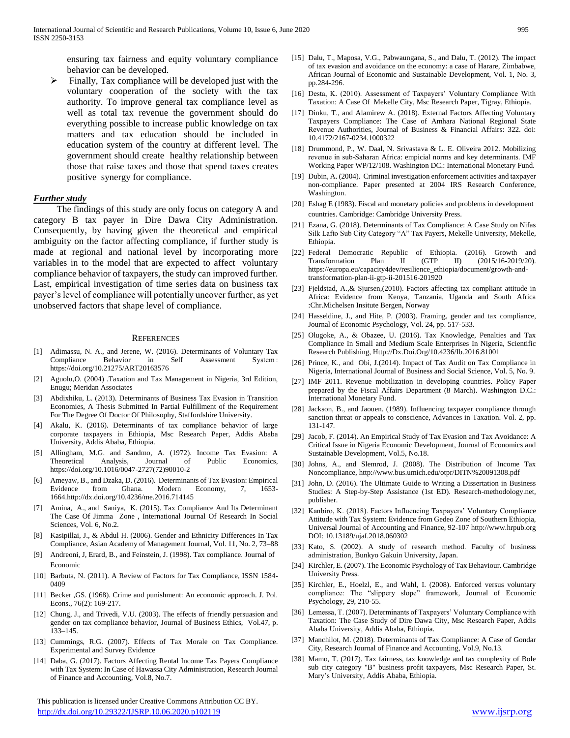ensuring tax fairness and equity voluntary compliance behavior can be developed.

- Finally, Tax compliance will be developed just with the voluntary cooperation of the society with the tax authority. To improve general tax compliance level as well as total tax revenue the government should do everything possible to increase public knowledge on tax matters and tax education should be included in education system of the country at different level. The government should create healthy relationship between those that raise taxes and those that spend taxes creates positive synergy for compliance.

***Further study***

The findings of this study are only focus on category A and category B tax payer in Dire Dawa City Administration. Consequently, by having given the theoretical and empirical ambiguity on the factor affecting compliance, if further study is made at regional and national level by incorporating more variables in to the model that are expected to affect voluntary compliance behavior of taxpayers, the study can improved further. Last, empirical investigation of time series data on business tax payer's level of compliance will potentially uncover further, as yet unobserved factors that shape level of compliance.

## REFERENCES

[1] Adimassu, N. A., and Jerene, W. (2016). Determinants of Voluntary Tax Compliance Behavior in Self Assessment System : https://doi.org/10.21275/ART20163576

[2] Aguolu,O. (2004) .Taxation and Tax Management in Nigeria, 3rd Edition, Enugu; Meridan Associates

[3] Abdixhiku, L. (2013). Determinants of Business Tax Evasion in Transition Economies, A Thesis Submitted In Partial Fulfillment of the Requirement For The Degree Of Doctor Of Philosophy, Staffordshire University.

[4] Akalu, K. (2016). Determinants of tax compliance behavior of large corporate taxpayers in Ethiopia, Msc Research Paper, Addis Ababa University, Addis Ababa, Ethiopia.

[5] Allingham, M.G. and Sandmo, A. (1972). Income Tax Evasion: A Theoretical Analysis, Journal of Public Economics, https://doi.org/10.1016/0047-2727(72)90010-2

[6] Ameyaw, B., and Dzaka, D. (2016). Determinants of Tax Evasion: Empirical Evidence from Ghana. Modern Economy, 7, 1653-1664.http://dx.doi.org/10.4236/me.2016.714145

[7] Amina, A., and Saniya, K. (2015). Tax Compliance And Its Determinant The Case Of Jimma Zone , International Journal Of Research In Social Sciences, Vol. 6, No.2.

[8] Kasipillai, J., & Abdul H. (2006). Gender and Ethnicity Differences In Tax Compliance, Asian Academy of Management Journal, Vol. 11, No. 2, 73–88

[9] Andreoni, J, Erard, B., and Feinstein, J. (1998). Tax compliance. Journal of Economic

[10] Barbuta, N. (2011). A Review of Factors for Tax Compliance, ISSN 1584-0409

[11] Becker ,GS. (1968). Crime and punishment: An economic approach. J. Pol. Econs., 76(2): 169-217.

[12] Chung, J., and Trivedi, V.U. (2003). The effects of friendly persuasion and gender on tax compliance behavior, Journal of Business Ethics, Vol.47, p. 133–145.

[13] Cummings, R.G. (2007). Effects of Tax Morale on Tax Compliance. Experimental and Survey Evidence

[14] Daba, G. (2017). Factors Affecting Rental Income Tax Payers Compliance with Tax System: In Case of Hawassa City Administration, Research Journal of Finance and Accounting, Vol.8, No.7.

[15] Dalu, T., Maposa, V.G., Pabwaungana, S., and Dalu, T. (2012). The impact of tax evasion and avoidance on the economy: a case of Harare, Zimbabwe, African Journal of Economic and Sustainable Development, Vol. 1, No. 3, pp.284-296.

[16] Desta, K. (2010). Assessment of Taxpayers' Voluntary Compliance With Taxation: A Case Of Mekelle City, Msc Research Paper, Tigray, Ethiopia.

[17] Dinku, T., and Alamirew A. (2018). External Factors Affecting Voluntary Taxpayers Compliance: The Case of Amhara National Regional State Revenue Authorities, Journal of Business & Financial Affairs: 322. doi: 10.4172/2167-0234.1000322

[18] Drummond, P., W. Daal, N. Srivastava & L. E. Oliveira 2012. Mobilizing revenue in sub-Saharan Africa: empicial norms and key determinants. IMF Working Paper WP/12/108. Washington DC.: International Monetary Fund.

[19] Dubin, A. (2004). Criminal investigation enforcement activities and taxpayer non-compliance. Paper presented at 2004 IRS Research Conference, Washington.

[20] Eshag E (1983). Fiscal and monetary policies and problems in development countries. Cambridge: Cambridge University Press.

[21] Ezana, G. (2018). Determinants of Tax Compliance: A Case Study on Nifas Silk Lafto Sub City Category "A" Tax Payers, Mekelle University, Mekelle, Ethiopia.

[22] Federal Democratic Republic of Ethiopia. (2016). Growth and Transformation Plan II (GTP II) (2015/16-2019/20). https://europa.eu/capacity4dev/resilience_ethiopia/document/growth-and-transformation-plan-ii-gtp-ii-201516-201920

[23] Fjeldstad, A.,& Sjursen,(2010). Factors affecting tax compliant attitude in Africa: Evidence from Kenya, Tanzania, Uganda and South Africa :Chr.Michelsen Insitute Bergen, Norway

[24] Hasseldine, J., and Hite, P. (2003). Framing, gender and tax compliance, Journal of Economic Psychology, Vol. 24, pp. 517-533.

[25] Olugoke, A., & Obazee, U. (2016). Tax Knowledge, Penalties and Tax Compliance In Small and Medium Scale Enterprises In Nigeria, Scientific Research Publishing, Http://Dx.Doi.Org/10.4236/Ib.2016.81001

[26] Prince, K., and Obi, J.(2014). Impact of Tax Audit on Tax Compliance in Nigeria, International Journal of Business and Social Science, Vol. 5, No. 9.

[27] IMF 2011. Revenue mobilization in developing countries. Policy Paper prepared by the Fiscal Affairs Department (8 March). Washington D.C.: International Monetary Fund.

[28] Jackson, B., and Jaouen. (1989). Influencing taxpayer compliance through sanction threat or appeals to conscience, Advances in Taxation. Vol. 2, pp. 131-147.

[29] Jacob, F. (2014). An Empirical Study of Tax Evasion and Tax Avoidance: A Critical Issue in Nigeria Economic Development, Journal of Economics and Sustainable Development, Vol.5, No.18.

[30] Johns, A., and Slemrod, J. (2008). The Distribution of Income Tax Noncompliance, http://www.bus.umich.edu/otpr/DITN%20091308.pdf

[31] John, D. (2016). The Ultimate Guide to Writing a Dissertation in Business Studies: A Step-by-Step Assistance (1st ED). Research-methodology.net, publisher.

[32] Kanbiro, K. (2018). Factors Influencing Taxpayers' Voluntary Compliance Attitude with Tax System: Evidence from Gedeo Zone of Southern Ethiopia, Universal Journal of Accounting and Finance, 92-107 http://www.hrpub.org DOI: 10.13189/ujaf.2018.060302

[33] Kato, S. (2002). A study of research method. Faculty of business administration, Bunkyo Gakuin University, Japan.

[34] Kirchler, E. (2007). The Economic Psychology of Tax Behaviour. Cambridge University Press.

[35] Kirchler, E., Hoelzl, E., and Wahl, I. (2008). Enforced versus voluntary compliance: The "slippery slope" framework, Journal of Economic Psychology, 29, 210-55.

[36] Lemessa, T. (2007). Determinants of Taxpayers' Voluntary Compliance with Taxation: The Case Study of Dire Dawa City, Msc Research Paper, Addis Ababa University, Addis Ababa, Ethiopia.

[37] Manchilot, M. (2018). Determinants of Tax Compliance: A Case of Gondar City, Research Journal of Finance and Accounting, Vol.9, No.13.

[38] Mamo, T. (2017). Tax fairness, tax knowledge and tax complexity of Bole sub city category "B" business profit taxpayers, Msc Research Paper, St. Mary's University, Addis Ababa, Ethiopia.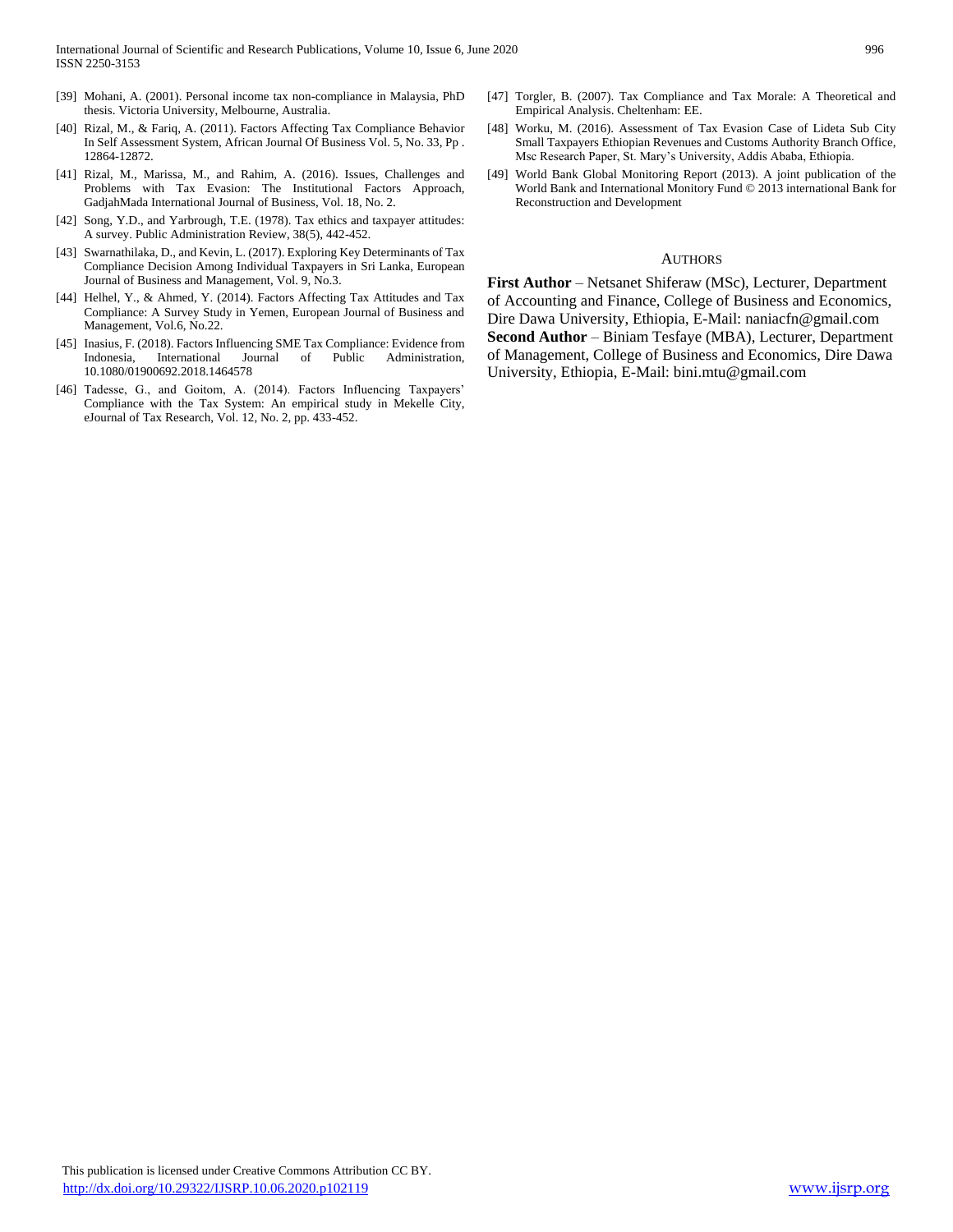[39] Mohani, A. (2001). Personal income tax non-compliance in Malaysia, PhD thesis. Victoria University, Melbourne, Australia.

[40] Rizal, M., & Fariq, A. (2011). Factors Affecting Tax Compliance Behavior In Self Assessment System, African Journal Of Business Vol. 5, No. 33, Pp . 12864-12872.

[41] Rizal, M., Marissa, M., and Rahim, A. (2016). Issues, Challenges and Problems with Tax Evasion: The Institutional Factors Approach, GadjahMada International Journal of Business, Vol. 18, No. 2.

[42] Song, Y.D., and Yarbrough, T.E. (1978). Tax ethics and taxpayer attitudes: A survey. Public Administration Review, 38(5), 442-452.

[43] Swarnathilaka, D., and Kevin, L. (2017). Exploring Key Determinants of Tax Compliance Decision Among Individual Taxpayers in Sri Lanka, European Journal of Business and Management, Vol. 9, No.3.

[44] Helhel, Y., & Ahmed, Y. (2014). Factors Affecting Tax Attitudes and Tax Compliance: A Survey Study in Yemen, European Journal of Business and Management, Vol.6, No.22.

[45] Inasius, F. (2018). Factors Influencing SME Tax Compliance: Evidence from Indonesia, International Journal of Public Administration, 10.1080/01900692.2018.1464578

[46] Tadesse, G., and Goitom, A. (2014). Factors Influencing Taxpayers' Compliance with the Tax System: An empirical study in Mekelle City, eJournal of Tax Research, Vol. 12, No. 2, pp. 433-452.

[47] Torgler, B. (2007). Tax Compliance and Tax Morale: A Theoretical and Empirical Analysis. Cheltenham: EE.

[48] Worku, M. (2016). Assessment of Tax Evasion Case of Lideta Sub City Small Taxpayers Ethiopian Revenues and Customs Authority Branch Office, Msc Research Paper, St. Mary's University, Addis Ababa, Ethiopia.

[49] World Bank Global Monitoring Report (2013). A joint publication of the World Bank and International Monitory Fund © 2013 international Bank for Reconstruction and Development

## AUTHORS

**First Author** – Netsanet Shiferaw (MSc), Lecturer, Department of Accounting and Finance, College of Business and Economics, Dire Dawa University, Ethiopia, E-Mail: naniacfn@gmail.com

**Second Author** – Biniam Tesfaye (MBA), Lecturer, Department of Management, College of Business and Economics, Dire Dawa University, Ethiopia, E-Mail: bini.mtu@gmail.com